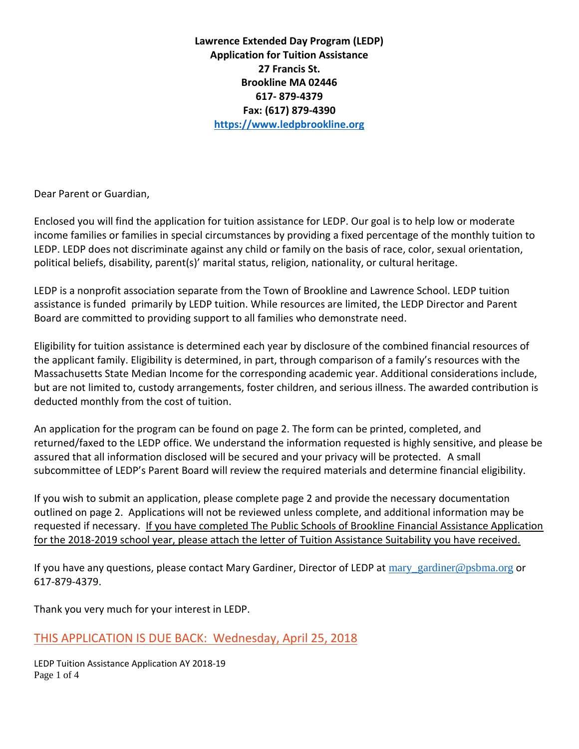**Lawrence Extended Day Program (LEDP)**
**Application for Tuition Assistance**
**27 Francis St.**
**Brookline MA 02446**
**617- 879-4379**
**Fax: (617) 879-4390**
**https://www.ledpbrookline.org**

Dear Parent or Guardian,

Enclosed you will find the application for tuition assistance for LEDP. Our goal is to help low or moderate income families or families in special circumstances by providing a fixed percentage of the monthly tuition to LEDP. LEDP does not discriminate against any child or family on the basis of race, color, sexual orientation, political beliefs, disability, parent(s)' marital status, religion, nationality, or cultural heritage.

LEDP is a nonprofit association separate from the Town of Brookline and Lawrence School. LEDP tuition assistance is funded primarily by LEDP tuition. While resources are limited, the LEDP Director and Parent Board are committed to providing support to all families who demonstrate need.

Eligibility for tuition assistance is determined each year by disclosure of the combined financial resources of the applicant family. Eligibility is determined, in part, through comparison of a family's resources with the Massachusetts State Median Income for the corresponding academic year. Additional considerations include, but are not limited to, custody arrangements, foster children, and serious illness. The awarded contribution is deducted monthly from the cost of tuition.

An application for the program can be found on page 2. The form can be printed, completed, and returned/faxed to the LEDP office. We understand the information requested is highly sensitive, and please be assured that all information disclosed will be secured and your privacy will be protected. A small subcommittee of LEDP's Parent Board will review the required materials and determine financial eligibility.

If you wish to submit an application, please complete page 2 and provide the necessary documentation outlined on page 2. Applications will not be reviewed unless complete, and additional information may be requested if necessary. If you have completed The Public Schools of Brookline Financial Assistance Application for the 2018-2019 school year, please attach the letter of Tuition Assistance Suitability you have received.

If you have any questions, please contact Mary Gardiner, Director of LEDP at mary_gardiner@psbma.org or 617-879-4379.

Thank you very much for your interest in LEDP.

THIS APPLICATION IS DUE BACK: Wednesday, April 25, 2018

LEDP Tuition Assistance Application AY 2018-19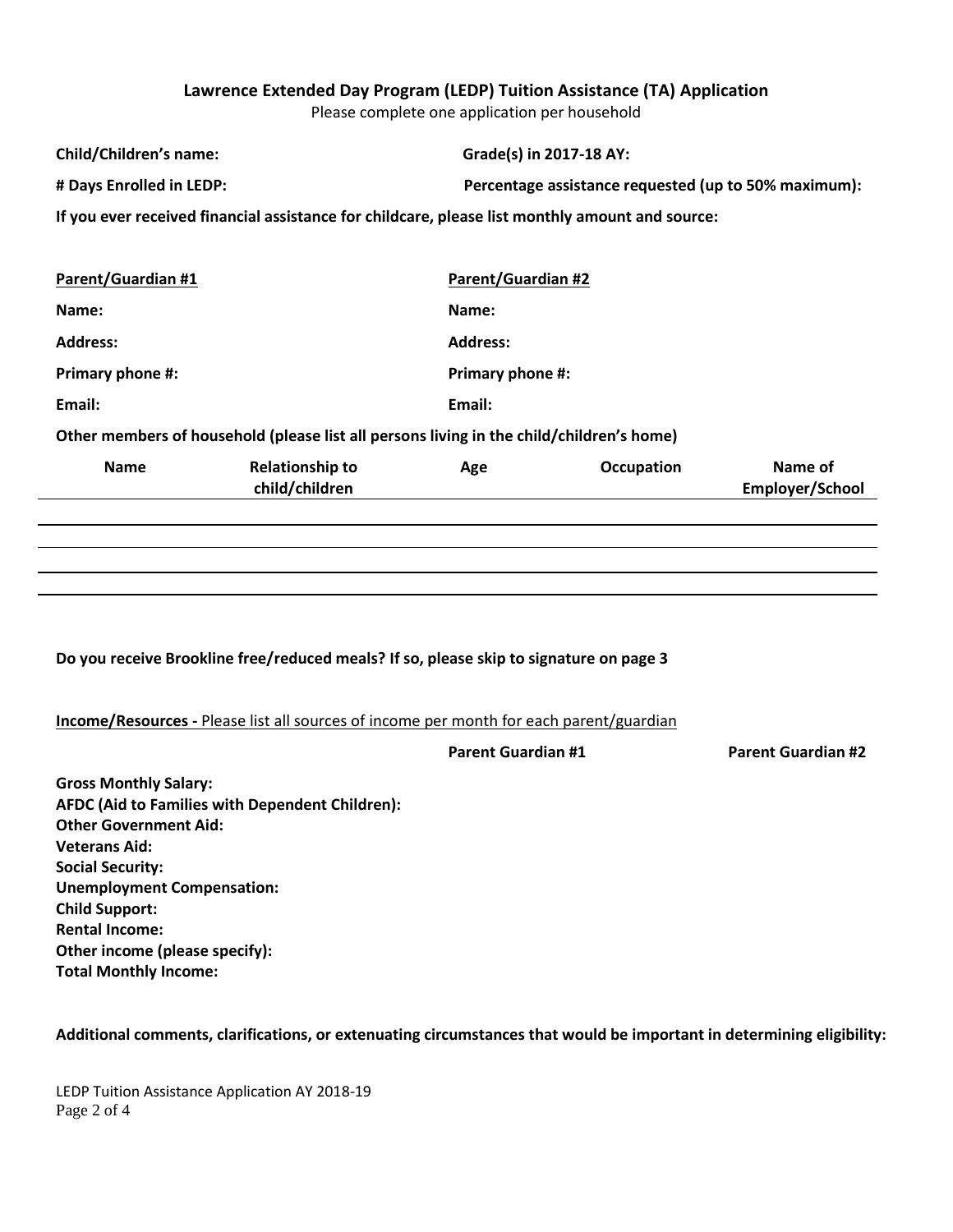## Lawrence Extended Day Program (LEDP) Tuition Assistance (TA) Application

Please complete one application per household

**Child/Children's name:** **Grade(s) in 2017-18 AY:**

**# Days Enrolled in LEDP:** **Percentage assistance requested (up to 50% maximum):**

**If you ever received financial assistance for childcare, please list monthly amount and source:**

| **Parent/Guardian #1** | **Parent/Guardian #2** |
|---|---|
| **Name:** | **Name:** |
| **Address:** | **Address:** |
| **Primary phone #:** | **Primary phone #:** |
| **Email:** | **Email:** |

**Other members of household (please list all persons living in the child/children's home)**

| Name | Relationship to child/children | Age | Occupation | Name of Employer/School |
|---|---|---|---|---|
| | | | | |
| | | | | |
| | | | | |
| | | | | |

**Do you receive Brookline free/reduced meals? If so, please skip to signature on page 3**

**Income/Resources -** Please list all sources of income per month for each parent/guardian

| | **Parent Guardian #1** | **Parent Guardian #2** |
|---|---|---|
| **Gross Monthly Salary:** | | |
| **AFDC (Aid to Families with Dependent Children):** | | |
| **Other Government Aid:** | | |
| **Veterans Aid:** | | |
| **Social Security:** | | |
| **Unemployment Compensation:** | | |
| **Child Support:** | | |
| **Rental Income:** | | |
| **Other income (please specify):** | | |
| **Total Monthly Income:** | | |

**Additional comments, clarifications, or extenuating circumstances that would be important in determining eligibility:**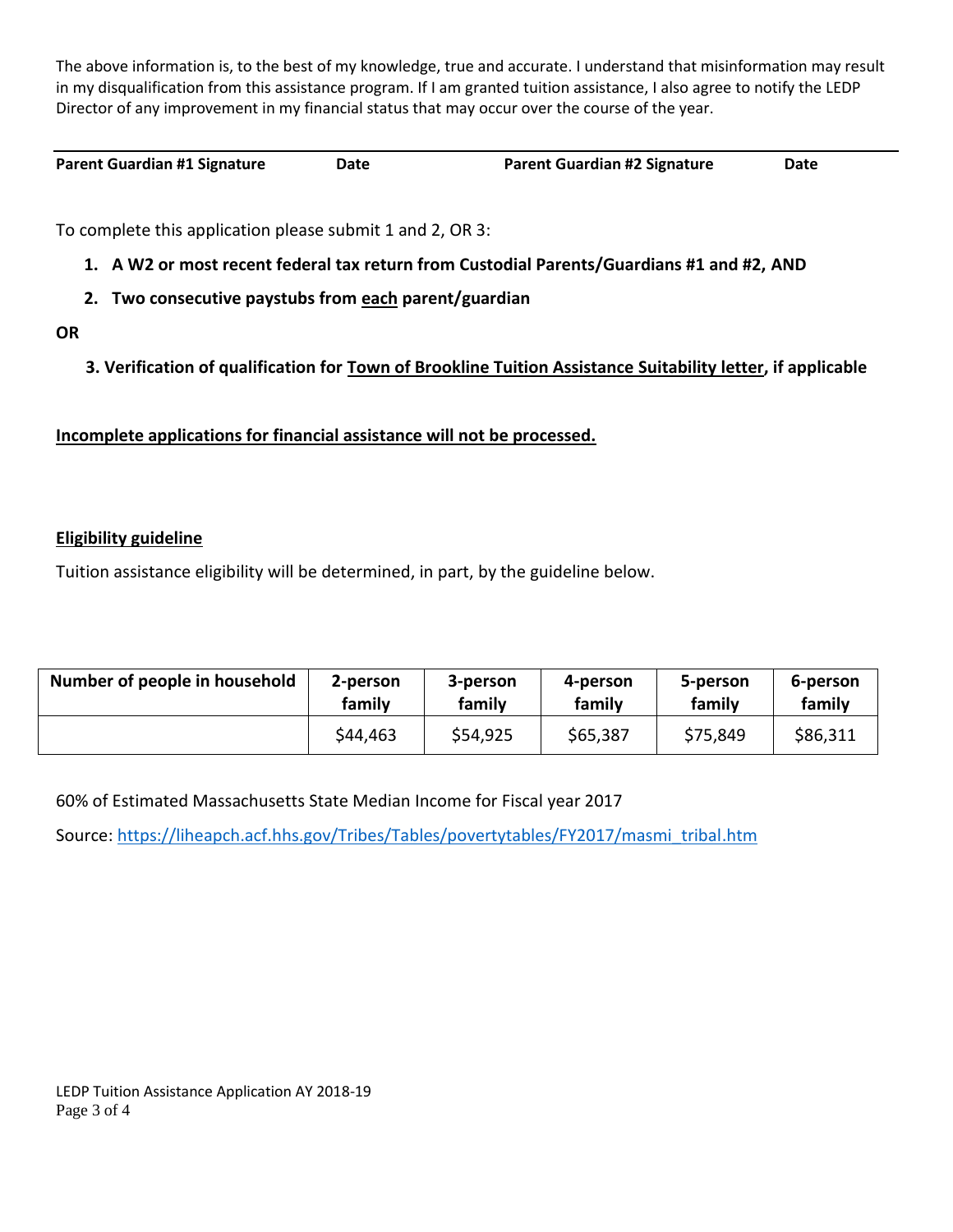The above information is, to the best of my knowledge, true and accurate. I understand that misinformation may result in my disqualification from this assistance program. If I am granted tuition assistance, I also agree to notify the LEDP Director of any improvement in my financial status that may occur over the course of the year.

| **Parent Guardian #1 Signature** | **Date** | **Parent Guardian #2 Signature** | **Date** |
|---|---|---|---|

To complete this application please submit 1 and 2, OR 3:

1. **A W2 or most recent federal tax return from Custodial Parents/Guardians #1 and #2, AND**
2. **Two consecutive paystubs from each parent/guardian**

**OR**

3. **Verification of qualification for Town of Brookline Tuition Assistance Suitability letter, if applicable**

**Incomplete applications for financial assistance will not be processed.**

**Eligibility guideline**

Tuition assistance eligibility will be determined, in part, by the guideline below.

| **Number of people in household** | **2-person family** | **3-person family** | **4-person family** | **5-person family** | **6-person family** |
|---|---|---|---|---|---|
| | $44,463 | $54,925 | $65,387 | $75,849 | $86,311 |

60% of Estimated Massachusetts State Median Income for Fiscal year 2017

Source: https://liheapch.acf.hhs.gov/Tribes/Tables/povertytables/FY2017/masmi_tribal.htm

LEDP Tuition Assistance Application AY 2018-19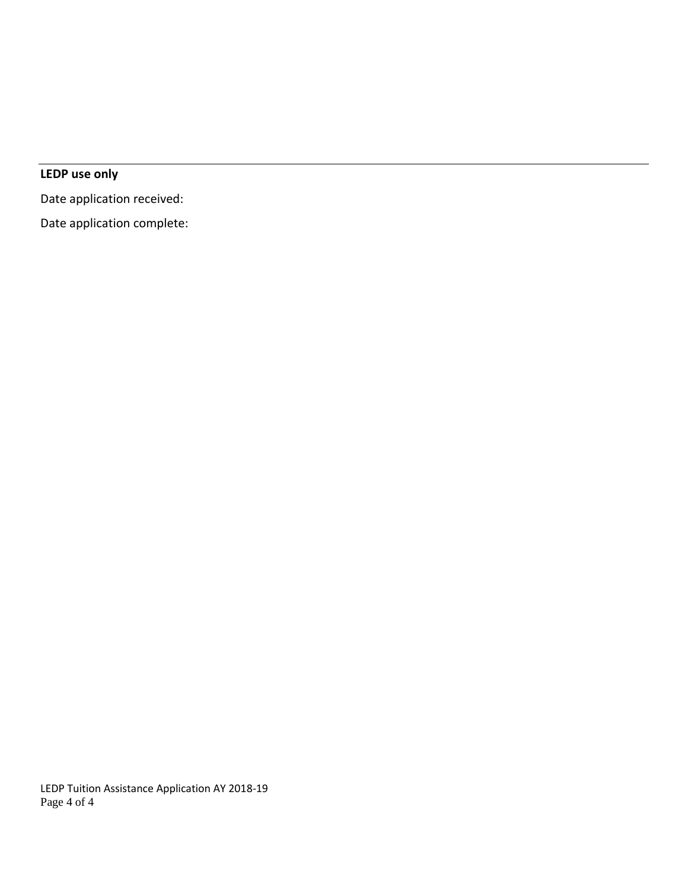---

**LEDP use only**

Date application received:

Date application complete: